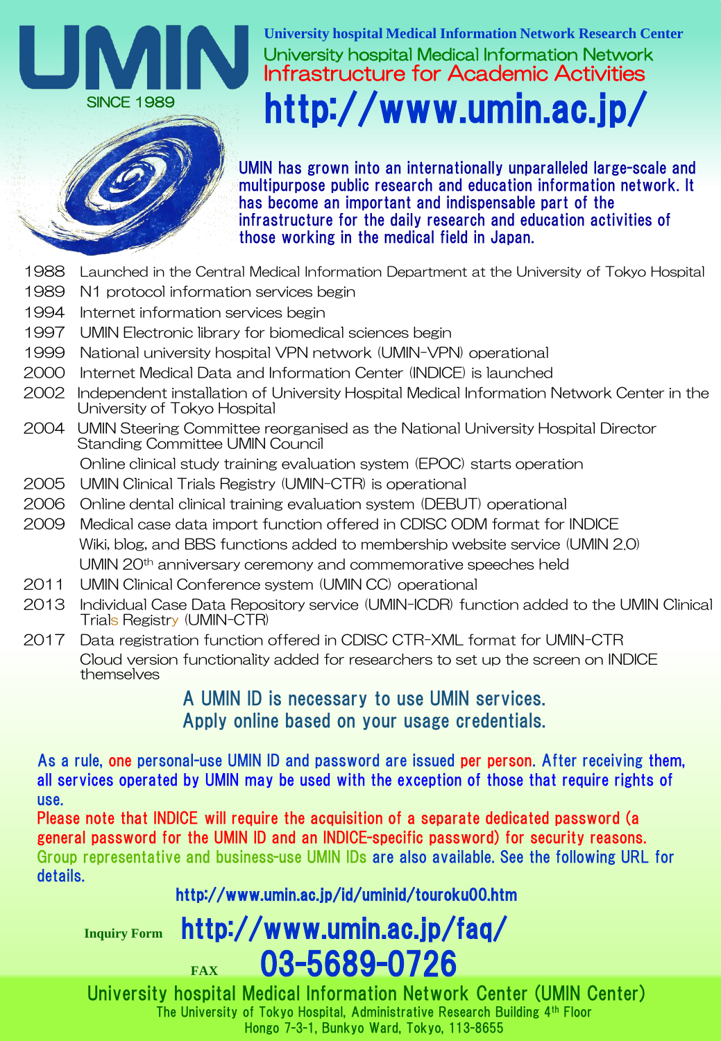# UMIN

SINCE 1989

**University hospital Medical Information Network Research Center**

University hospital Medical Information Network

Infrastructure for Academic Activities

## http://www.umin.ac.jp/

UMIN has grown into an internationally unparalleled large-scale and multipurpose public research and education information network. It has become an important and indispensable part of the infrastructure for the daily research and education activities of those working in the medical field in Japan.

- 1988 Launched in the Central Medical Information Department at the University of Tokyo Hospital
- 1989 N1 protocol information services begin
- 1994 Internet information services begin
- 1997 UMIN Electronic library for biomedical sciences begin
- 1999 National university hospital VPN network (UMIN-VPN) operational
- 2000 Internet Medical Data and Information Center (INDICE) is launched
- 2002 Independent installation of University Hospital Medical Information Network Center in the University of Tokyo Hospital
- 2004 UMIN Steering Committee reorganised as the National University Hospital Director Standing Committee UMIN Council
  - Online clinical study training evaluation system (EPOC) starts operation
- 2005 UMIN Clinical Trials Registry (UMIN-CTR) is operational
- 2006 Online dental clinical training evaluation system (DEBUT) operational
- 2009 Medical case data import function offered in CDISC ODM format for INDICE
  - Wiki, blog, and BBS functions added to membership website service (UMIN 2.0)
  - UMIN 20th anniversary ceremony and commemorative speeches held
- 2011 UMIN Clinical Conference system (UMIN CC) operational
- 2013 Individual Case Data Repository service (UMIN-ICDR) function added to the UMIN Clinical Trials Registry (UMIN-CTR)
- 2017 Data registration function offered in CDISC CTR-XML format for UMIN-CTR
  - Cloud version functionality added for researchers to set up the screen on INDICE themselves

**A UMIN ID is necessary to use UMIN services.**
**Apply online based on your usage credentials.**

As a rule, one personal-use UMIN ID and password are issued per person. After receiving them, all services operated by UMIN may be used with the exception of those that require rights of use.

Please note that INDICE will require the acquisition of a separate dedicated password (a general password for the UMIN ID and an INDICE-specific password) for security reasons.

Group representative and business-use UMIN IDs are also available. See the following URL for details.

http://www.umin.ac.jp/id/uminid/touroku00.htm

**Inquiry Form** http://www.umin.ac.jp/faq/

**FAX** 03-5689-0726

**University hospital Medical Information Network Center (UMIN Center)**

The University of Tokyo Hospital, Administrative Research Building 4th Floor

Hongo 7-3-1, Bunkyo Ward, Tokyo, 113-8655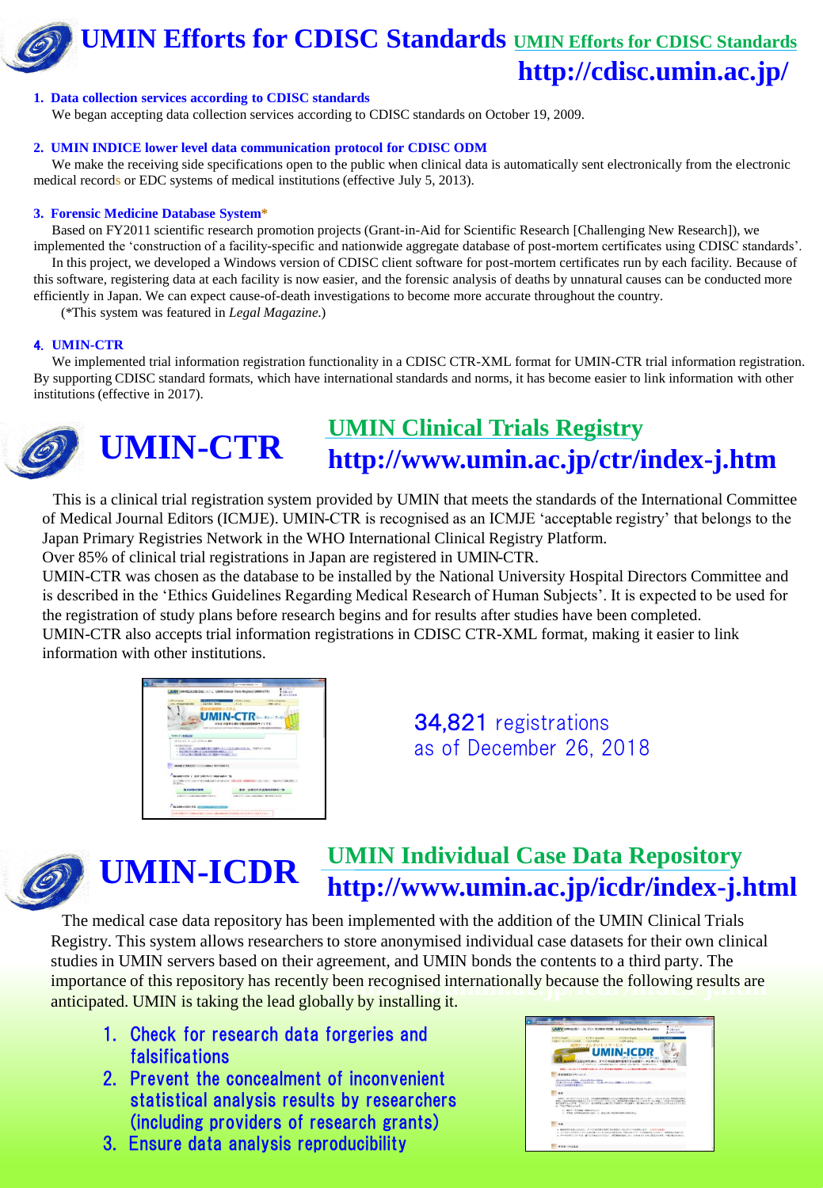# UMIN Efforts for CDISC Standards

UMIN Efforts for CDISC Standards
http://cdisc.umin.ac.jp/

### 1. Data collection services according to CDISC standards

We began accepting data collection services according to CDISC standards on October 19, 2009.

### 2. UMIN INDICE lower level data communication protocol for CDISC ODM

We make the receiving side specifications open to the public when clinical data is automatically sent electronically from the electronic medical records or EDC systems of medical institutions (effective July 5, 2013).

### 3. Forensic Medicine Database System*

Based on FY2011 scientific research promotion projects (Grant-in-Aid for Scientific Research [Challenging New Research]), we implemented the 'construction of a facility-specific and nationwide aggregate database of post-mortem certificates using CDISC standards'.

In this project, we developed a Windows version of CDISC client software for post-mortem certificates run by each facility. Because of this software, registering data at each facility is now easier, and the forensic analysis of deaths by unnatural causes can be conducted more efficiently in Japan. We can expect cause-of-death investigations to become more accurate throughout the country.

(*This system was featured in *Legal Magazine.*)

### 4. UMIN-CTR

We implemented trial information registration functionality in a CDISC CTR-XML format for UMIN-CTR trial information registration. By supporting CDISC standard formats, which have international standards and norms, it has become easier to link information with other institutions (effective in 2017).

# UMIN-CTR

UMIN Clinical Trials Registry
http://www.umin.ac.jp/ctr/index-j.htm

This is a clinical trial registration system provided by UMIN that meets the standards of the International Committee of Medical Journal Editors (ICMJE). UMIN-CTR is recognised as an ICMJE 'acceptable registry' that belongs to the Japan Primary Registries Network in the WHO International Clinical Registry Platform.
Over 85% of clinical trial registrations in Japan are registered in UMIN-CTR.
UMIN-CTR was chosen as the database to be installed by the National University Hospital Directors Committee and is described in the 'Ethics Guidelines Regarding Medical Research of Human Subjects'. It is expected to be used for the registration of study plans before research begins and for results after studies have been completed.
UMIN-CTR also accepts trial information registrations in CDISC CTR-XML format, making it easier to link information with other institutions.

34,821 registrations
as of December 26, 2018

# UMIN-ICDR

UMIN Individual Case Data Repository
http://www.umin.ac.jp/icdr/index-j.html

The medical case data repository has been implemented with the addition of the UMIN Clinical Trials Registry. This system allows researchers to store anonymised individual case datasets for their own clinical studies in UMIN servers based on their agreement, and UMIN bonds the contents to a third party. The importance of this repository has recently been recognised internationally because the following results are anticipated. UMIN is taking the lead globally by installing it.

1. Check for research data forgeries and falsifications
2. Prevent the concealment of inconvenient statistical analysis results by researchers (including providers of research grants)
3. Ensure data analysis reproducibility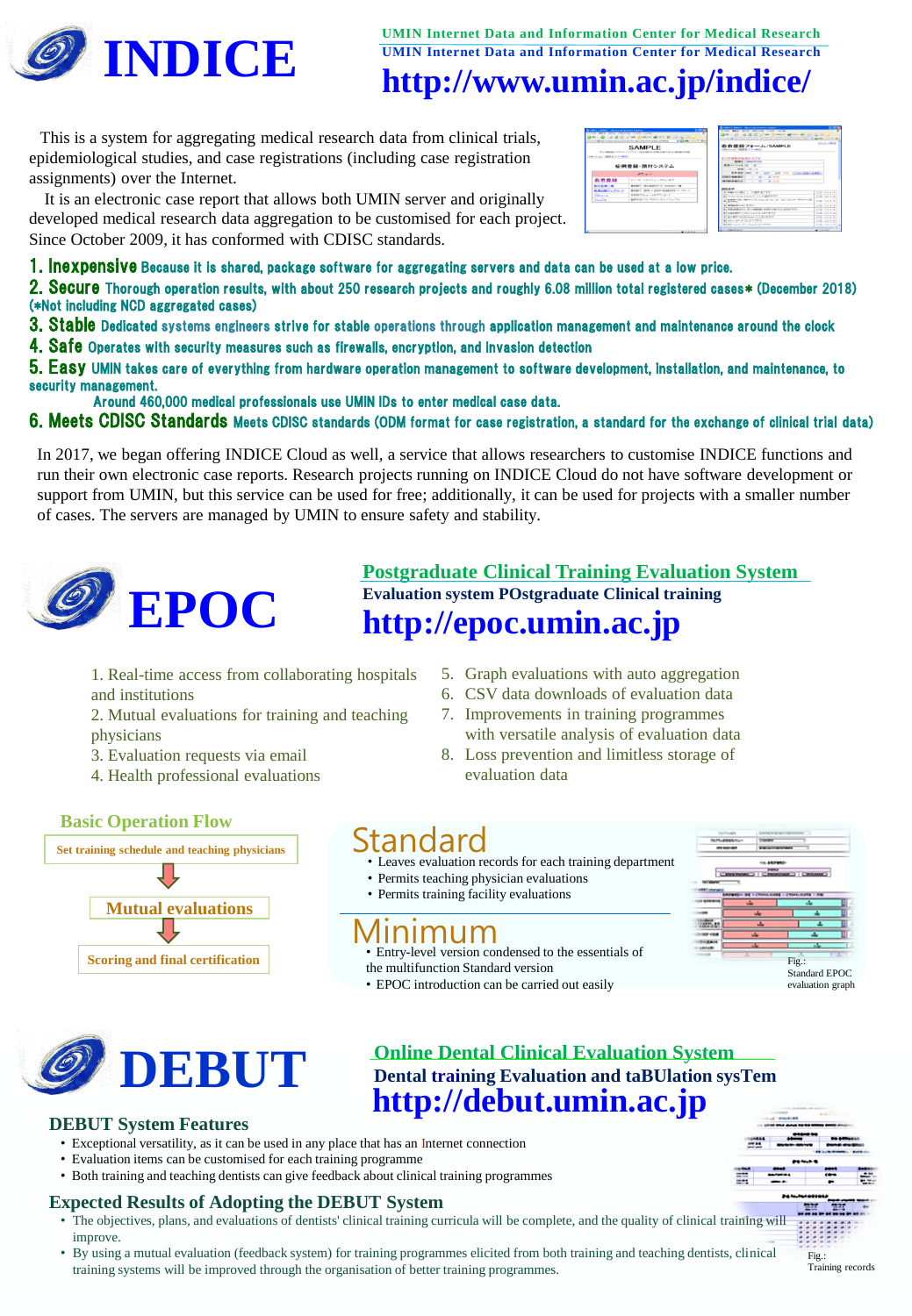# INDICE

UMIN Internet Data and Information Center for Medical Research

UMIN Internet Data and Information Center for Medical Research

**http://www.umin.ac.jp/indice/**

This is a system for aggregating medical research data from clinical trials, epidemiological studies, and case registrations (including case registration assignments) over the Internet.

It is an electronic case report that allows both UMIN server and originally developed medical research data aggregation to be customised for each project. Since October 2009, it has conformed with CDISC standards.

**1. Inexpensive** Because it is shared, package software for aggregating servers and data can be used at a low price.

**2. Secure** Thorough operation results, with about 250 research projects and roughly 6.08 million total registered cases* (December 2018) (*Not including NCD aggregated cases)

**3. Stable** Dedicated systems engineers strive for stable operations through application management and maintenance around the clock

**4. Safe** Operates with security measures such as firewalls, encryption, and invasion detection

**5. Easy** UMIN takes care of everything from hardware operation management to software development, installation, and maintenance, to security management.

Around 460,000 medical professionals use UMIN IDs to enter medical case data.

**6. Meets CDISC Standards** Meets CDISC standards (ODM format for case registration, a standard for the exchange of clinical trial data)

In 2017, we began offering INDICE Cloud as well, a service that allows researchers to customise INDICE functions and run their own electronic case reports. Research projects running on INDICE Cloud do not have software development or support from UMIN, but this service can be used for free; additionally, it can be used for projects with a smaller number of cases. The servers are managed by UMIN to ensure safety and stability.

# EPOC

Postgraduate Clinical Training Evaluation System

**Evaluation system POstgraduate Clinical training**

**http://epoc.umin.ac.jp**

1. Real-time access from collaborating hospitals and institutions
2. Mutual evaluations for training and teaching physicians
3. Evaluation requests via email
4. Health professional evaluations
5. Graph evaluations with auto aggregation
6. CSV data downloads of evaluation data
7. Improvements in training programmes with versatile analysis of evaluation data
8. Loss prevention and limitless storage of evaluation data

### Basic Operation Flow

Set training schedule and teaching physicians

↓

Mutual evaluations

↓

Scoring and final certification

### Standard

- Leaves evaluation records for each training department
- Permits teaching physician evaluations
- Permits training facility evaluations

### Minimum

- Entry-level version condensed to the essentials of the multifunction Standard version
- EPOC introduction can be carried out easily

Fig.: Standard EPOC evaluation graph

# DEBUT

Online Dental Clinical Evaluation System

**Dental training Evaluation and taBUlation sysTem**

**http://debut.umin.ac.jp**

### DEBUT System Features

- Exceptional versatility, as it can be used in any place that has an Internet connection
- Evaluation items can be customised for each training programme
- Both training and teaching dentists can give feedback about clinical training programmes

### Expected Results of Adopting the DEBUT System

- The objectives, plans, and evaluations of dentists' clinical training curricula will be complete, and the quality of clinical training will improve.
- By using a mutual evaluation (feedback system) for training programmes elicited from both training and teaching dentists, clinical training systems will be improved through the organisation of better training programmes.

Fig.: Training records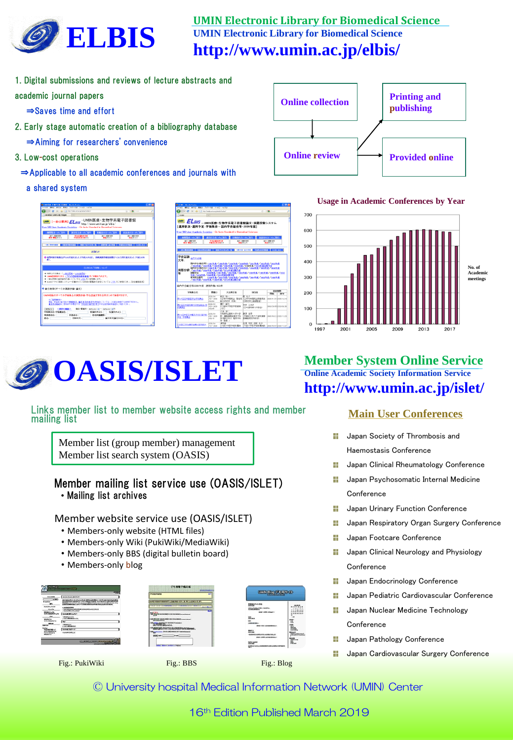# ELBIS

**UMIN Electronic Library for Biomedical Science**

**UMIN Electronic Library for Biomedical Science**

**http://www.umin.ac.jp/elbis/**

1. Digital submissions and reviews of lecture abstracts and academic journal papers
   ⇒Saves time and effort
2. Early stage automatic creation of a bibliography database
   ⇒Aiming for researchers' convenience
3. Low-cost operations
   ⇒Applicable to all academic conferences and journals with a shared system

Online collection → Online review → Printing and publishing → Provided online

**Usage in Academic Conferences by Year**

700
600
500
400
300
200
100
0
1997
2001
2005
2009
2013
2017

No. of Academic meetings

# OASIS/ISLET

**Member System Online Service**

**Online Academic Society Information Service**

**http://www.umin.ac.jp/islet/**

Links member list to member website access rights and member mailing list

Member list (group member) management
Member list search system (OASIS)

**Member mailing list service use (OASIS/ISLET)**

- Mailing list archives

**Member website service use (OASIS/ISLET)**

- Members-only website (HTML files)
- Members-only Wiki (PukiWiki/MediaWiki)
- Members-only BBS (digital bulletin board)
- Members-only blog

Fig.: PukiWiki

Fig.: BBS

Fig.: Blog

## Main User Conferences

- Japan Society of Thrombosis and Haemostasis Conference
- Japan Clinical Rheumatology Conference
- Japan Psychosomatic Internal Medicine Conference
- Japan Urinary Function Conference
- Japan Respiratory Organ Surgery Conference
- Japan Footcare Conference
- Japan Clinical Neurology and Physiology Conference
- Japan Endocrinology Conference
- Japan Pediatric Cardiovascular Conference
- Japan Nuclear Medicine Technology Conference
- Japan Pathology Conference
- Japan Cardiovascular Surgery Conference

© University hospital Medical Information Network (UMIN) Center

16th Edition Published March 2019